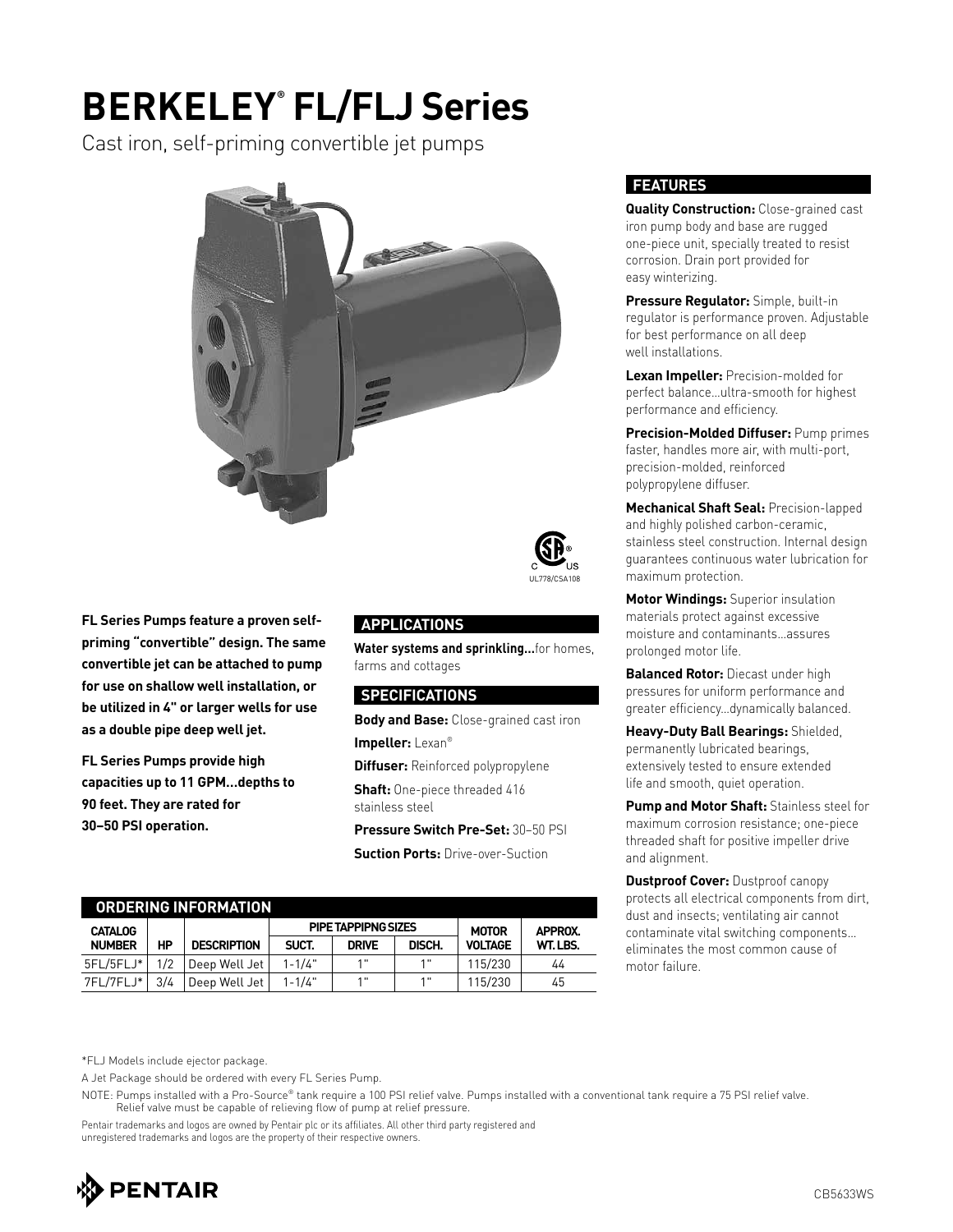# BERKELEY® FL/FLJ Series

Cast iron, self-priming convertible jet pumps

UL778/CSA108

**FL Series Pumps feature a proven self-priming "convertible" design. The same convertible jet can be attached to pump for use on shallow well installation, or be utilized in 4" or larger wells for use as a double pipe deep well jet.**

**FL Series Pumps provide high capacities up to 11 GPM...depths to 90 feet. They are rated for 30–50 PSI operation.**

## APPLICATIONS

**Water systems and sprinkling...**for homes, farms and cottages

## SPECIFICATIONS

**Body and Base:** Close-grained cast iron

**Impeller:** Lexan®

**Diffuser:** Reinforced polypropylene

**Shaft:** One-piece threaded 416 stainless steel

**Pressure Switch Pre-Set:** 30–50 PSI

**Suction Ports:** Drive-over-Suction

## FEATURES

**Quality Construction:** Close-grained cast iron pump body and base are rugged one-piece unit, specially treated to resist corrosion. Drain port provided for easy winterizing.

**Pressure Regulator:** Simple, built-in regulator is performance proven. Adjustable for best performance on all deep well installations.

**Lexan Impeller:** Precision-molded for perfect balance...ultra-smooth for highest performance and efficiency.

**Precision-Molded Diffuser:** Pump primes faster, handles more air, with multi-port, precision-molded, reinforced polypropylene diffuser.

**Mechanical Shaft Seal:** Precision-lapped and highly polished carbon-ceramic, stainless steel construction. Internal design guarantees continuous water lubrication for maximum protection.

**Motor Windings:** Superior insulation materials protect against excessive moisture and contaminants...assures prolonged motor life.

**Balanced Rotor:** Diecast under high pressures for uniform performance and greater efficiency...dynamically balanced.

**Heavy-Duty Ball Bearings:** Shielded, permanently lubricated bearings, extensively tested to ensure extended life and smooth, quiet operation.

**Pump and Motor Shaft:** Stainless steel for maximum corrosion resistance; one-piece threaded shaft for positive impeller drive and alignment.

**Dustproof Cover:** Dustproof canopy protects all electrical components from dirt, dust and insects; ventilating air cannot contaminate vital switching components... eliminates the most common cause of motor failure.

## ORDERING INFORMATION

| CATALOG NUMBER | HP | DESCRIPTION | PIPE TAPPIPNG SIZES | | | MOTOR VOLTAGE | APPROX. WT. LBS. |
|---|---|---|---|---|---|---|---|
| | | | SUCT. | DRIVE | DISCH. | | |
| 5FL/5FLJ* | 1/2 | Deep Well Jet | 1-1/4" | 1" | 1" | 115/230 | 44 |
| 7FL/7FLJ* | 3/4 | Deep Well Jet | 1-1/4" | 1" | 1" | 115/230 | 45 |

*FLJ Models include ejector package.

A Jet Package should be ordered with every FL Series Pump.

NOTE: Pumps installed with a Pro-Source® tank require a 100 PSI relief valve. Pumps installed with a conventional tank require a 75 PSI relief valve. Relief valve must be capable of relieving flow of pump at relief pressure.

Pentair trademarks and logos are owned by Pentair plc or its affiliates. All other third party registered and unregistered trademarks and logos are the property of their respective owners.

PENTAIR

CB5633WS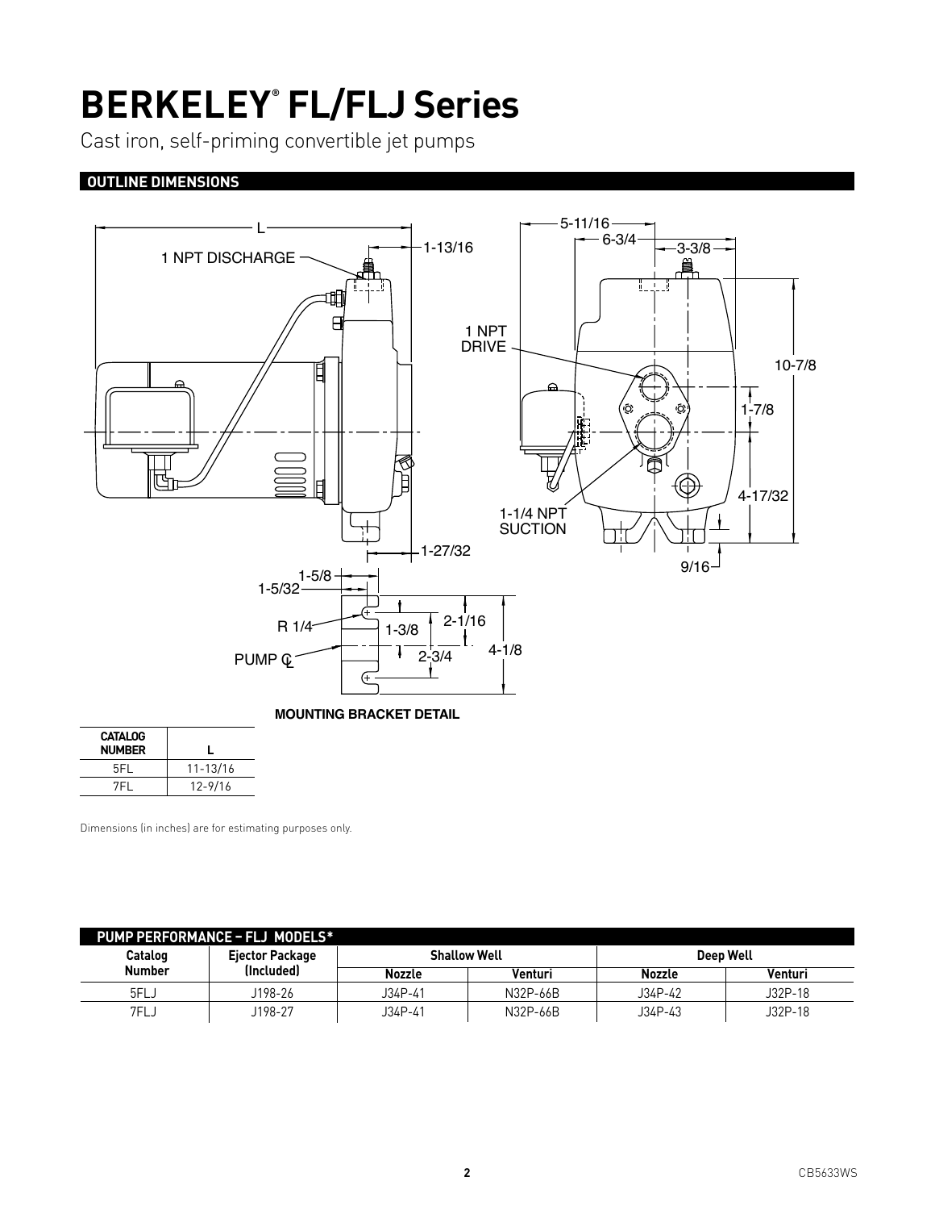# BERKELEY® FL/FLJ Series

Cast iron, self-priming convertible jet pumps

## OUTLINE DIMENSIONS

MOUNTING BRACKET DETAIL

| CATALOG NUMBER | L |
|---|---|
| 5FL | 11-13/16 |
| 7FL | 12-9/16 |

Dimensions (in inches) are for estimating purposes only.

## PUMP PERFORMANCE – FLJ MODELS*

| Catalog Number | Ejector Package (Included) | Shallow Well | | Deep Well | |
|---|---|---|---|---|---|
| | | Nozzle | Venturi | Nozzle | Venturi |
| 5FLJ | J198-26 | J34P-41 | N32P-66B | J34P-42 | J32P-18 |
| 7FLJ | J198-27 | J34P-41 | N32P-66B | J34P-43 | J32P-18 |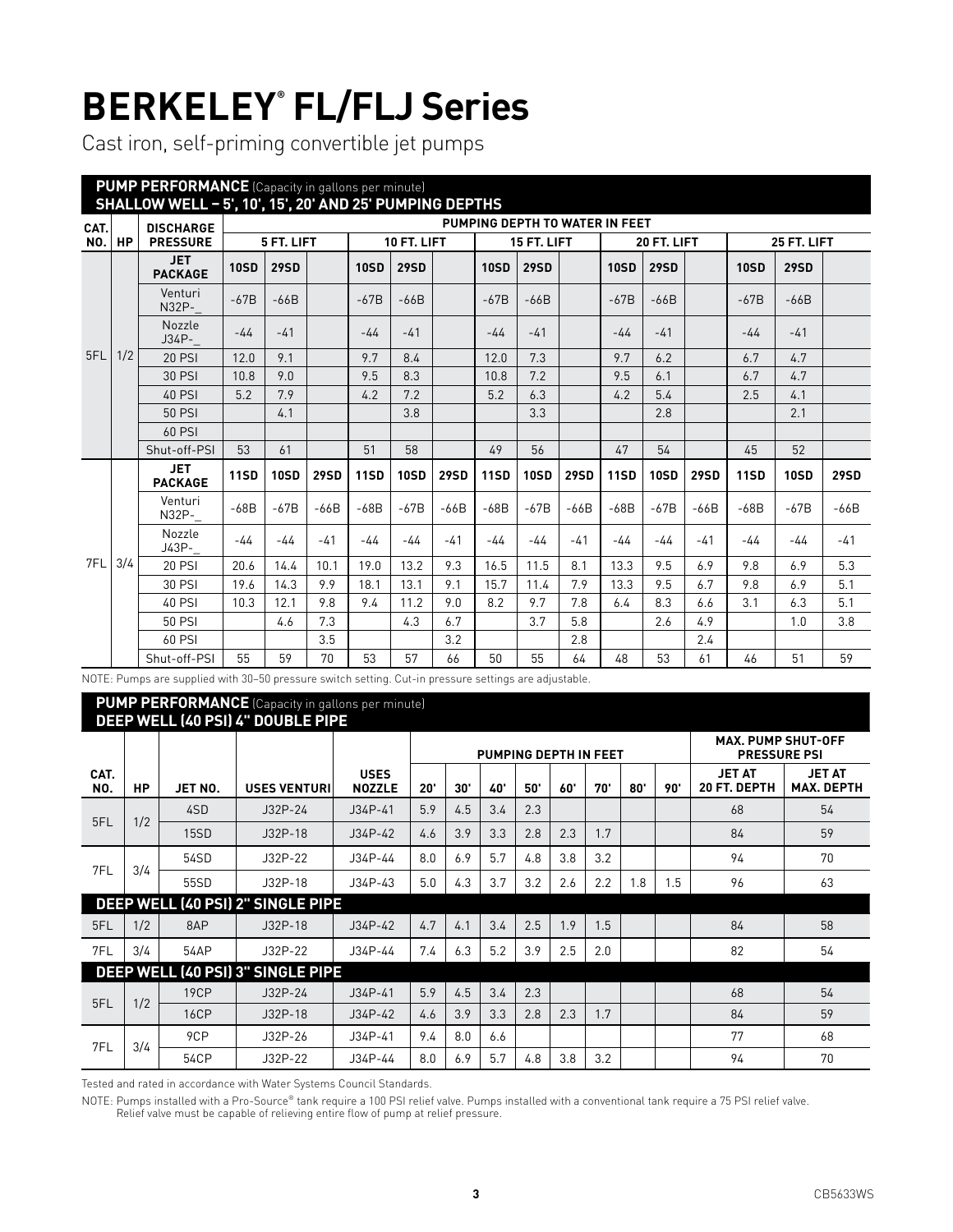# BERKELEY® FL/FLJ Series

Cast iron, self-priming convertible jet pumps

**PUMP PERFORMANCE** (Capacity in gallons per minute)
**SHALLOW WELL – 5', 10', 15', 20' AND 25' PUMPING DEPTHS**

| CAT. NO. | HP | DISCHARGE PRESSURE | PUMPING DEPTH TO WATER IN FEET | | | | | | | | | | | | | | |
|---|---|---|---|---|---|---|---|---|---|---|---|---|---|---|---|---|---|
| | | | 5 FT. LIFT | | | 10 FT. LIFT | | | 15 FT. LIFT | | | 20 FT. LIFT | | | 25 FT. LIFT | | |
| 5FL | 1/2 | JET PACKAGE | 10SD | 29SD | | 10SD | 29SD | | 10SD | 29SD | | 10SD | 29SD | | 10SD | 29SD | |
| | | Venturi N32P-_ | -67B | -66B | | -67B | -66B | | -67B | -66B | | -67B | -66B | | -67B | -66B | |
| | | Nozzle J34P-_ | -44 | -41 | | -44 | -41 | | -44 | -41 | | -44 | -41 | | -44 | -41 | |
| | | 20 PSI | 12.0 | 9.1 | | 9.7 | 8.4 | | 12.0 | 7.3 | | 9.7 | 6.2 | | 6.7 | 4.7 | |
| | | 30 PSI | 10.8 | 9.0 | | 9.5 | 8.3 | | 10.8 | 7.2 | | 9.5 | 6.1 | | 6.7 | 4.7 | |
| | | 40 PSI | 5.2 | 7.9 | | 4.2 | 7.2 | | 5.2 | 6.3 | | 4.2 | 5.4 | | 2.5 | 4.1 | |
| | | 50 PSI | | 4.1 | | | 3.8 | | | 3.3 | | | 2.8 | | | 2.1 | |
| | | 60 PSI | | | | | | | | | | | | | | | |
| | | Shut-off-PSI | 53 | 61 | | 51 | 58 | | 49 | 56 | | 47 | 54 | | 45 | 52 | |
| 7FL | 3/4 | JET PACKAGE | 11SD | 10SD | 29SD | 11SD | 10SD | 29SD | 11SD | 10SD | 29SD | 11SD | 10SD | 29SD | 11SD | 10SD | 29SD |
| | | Venturi N32P-_ | -68B | -67B | -66B | -68B | -67B | -66B | -68B | -67B | -66B | -68B | -67B | -66B | -68B | -67B | -66B |
| | | Nozzle J43P-_ | -44 | -44 | -41 | -44 | -44 | -41 | -44 | -44 | -41 | -44 | -44 | -41 | -44 | -44 | -41 |
| | | 20 PSI | 20.6 | 14.4 | 10.1 | 19.0 | 13.2 | 9.3 | 16.5 | 11.5 | 8.1 | 13.3 | 9.5 | 6.9 | 9.8 | 6.9 | 5.3 |
| | | 30 PSI | 19.6 | 14.3 | 9.9 | 18.1 | 13.1 | 9.1 | 15.7 | 11.4 | 7.9 | 13.3 | 9.5 | 6.7 | 9.8 | 6.9 | 5.1 |
| | | 40 PSI | 10.3 | 12.1 | 9.8 | 9.4 | 11.2 | 9.0 | 8.2 | 9.7 | 7.8 | 6.4 | 8.3 | 6.6 | 3.1 | 6.3 | 5.1 |
| | | 50 PSI | | 4.6 | 7.3 | | 4.3 | 6.7 | | 3.7 | 5.8 | | 2.6 | 4.9 | | 1.0 | 3.8 |
| | | 60 PSI | | | 3.5 | | | 3.2 | | | 2.8 | | | 2.4 | | | |
| | | Shut-off-PSI | 55 | 59 | 70 | 53 | 57 | 66 | 50 | 55 | 64 | 48 | 53 | 61 | 46 | 51 | 59 |

NOTE: Pumps are supplied with 30–50 pressure switch setting. Cut-in pressure settings are adjustable.

**PUMP PERFORMANCE** (Capacity in gallons per minute)
**DEEP WELL (40 PSI) 4" DOUBLE PIPE**

| CAT. NO. | HP | JET NO. | USES VENTURI | USES NOZZLE | PUMPING DEPTH IN FEET | | | | | | | | MAX. PUMP SHUT-OFF PRESSURE PSI | |
|---|---|---|---|---|---|---|---|---|---|---|---|---|---|---|
| | | | | | 20' | 30' | 40' | 50' | 60' | 70' | 80' | 90' | JET AT 20 FT. DEPTH | JET AT MAX. DEPTH |
| 5FL | 1/2 | 4SD | J32P-24 | J34P-41 | 5.9 | 4.5 | 3.4 | 2.3 | | | | | 68 | 54 |
| | | 15SD | J32P-18 | J34P-42 | 4.6 | 3.9 | 3.3 | 2.8 | 2.3 | 1.7 | | | 84 | 59 |
| 7FL | 3/4 | 54SD | J32P-22 | J34P-44 | 8.0 | 6.9 | 5.7 | 4.8 | 3.8 | 3.2 | | | 94 | 70 |
| | | 55SD | J32P-18 | J34P-43 | 5.0 | 4.3 | 3.7 | 3.2 | 2.6 | 2.2 | 1.8 | 1.5 | 96 | 63 |
| **DEEP WELL (40 PSI) 2" SINGLE PIPE** | | | | | | | | | | | | | | |
| 5FL | 1/2 | 8AP | J32P-18 | J34P-42 | 4.7 | 4.1 | 3.4 | 2.5 | 1.9 | 1.5 | | | 84 | 58 |
| 7FL | 3/4 | 54AP | J32P-22 | J34P-44 | 7.4 | 6.3 | 5.2 | 3.9 | 2.5 | 2.0 | | | 82 | 54 |
| **DEEP WELL (40 PSI) 3" SINGLE PIPE** | | | | | | | | | | | | | | |
| 5FL | 1/2 | 19CP | J32P-24 | J34P-41 | 5.9 | 4.5 | 3.4 | 2.3 | | | | | 68 | 54 |
| | | 16CP | J32P-18 | J34P-42 | 4.6 | 3.9 | 3.3 | 2.8 | 2.3 | 1.7 | | | 84 | 59 |
| 7FL | 3/4 | 9CP | J32P-26 | J34P-41 | 9.4 | 8.0 | 6.6 | | | | | | 77 | 68 |
| | | 54CP | J32P-22 | J34P-44 | 8.0 | 6.9 | 5.7 | 4.8 | 3.8 | 3.2 | | | 94 | 70 |

Tested and rated in accordance with Water Systems Council Standards.

NOTE: Pumps installed with a Pro-Source® tank require a 100 PSI relief valve. Pumps installed with a conventional tank require a 75 PSI relief valve. Relief valve must be capable of relieving entire flow of pump at relief pressure.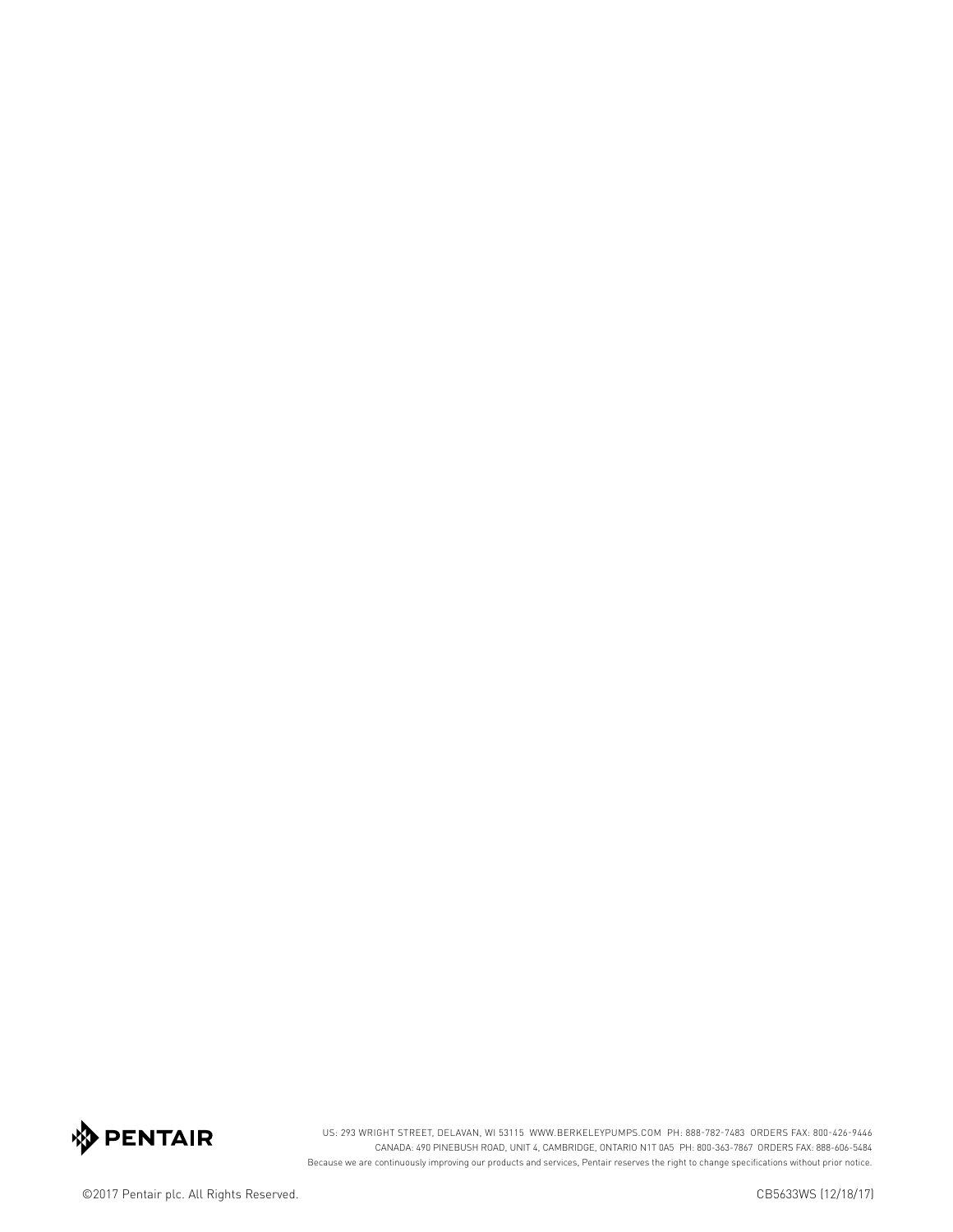PENTAIR

US: 293 WRIGHT STREET, DELAVAN, WI 53115 WWW.BERKELEYPUMPS.COM PH: 888-782-7483 ORDERS FAX: 800-426-9446
CANADA: 490 PINEBUSH ROAD, UNIT 4, CAMBRIDGE, ONTARIO N1T 0A5 PH: 800-363-7867 ORDERS FAX: 888-606-5484
Because we are continuously improving our products and services, Pentair reserves the right to change specifications without prior notice.

©2017 Pentair plc. All Rights Reserved.

CB5633WS (12/18/17)